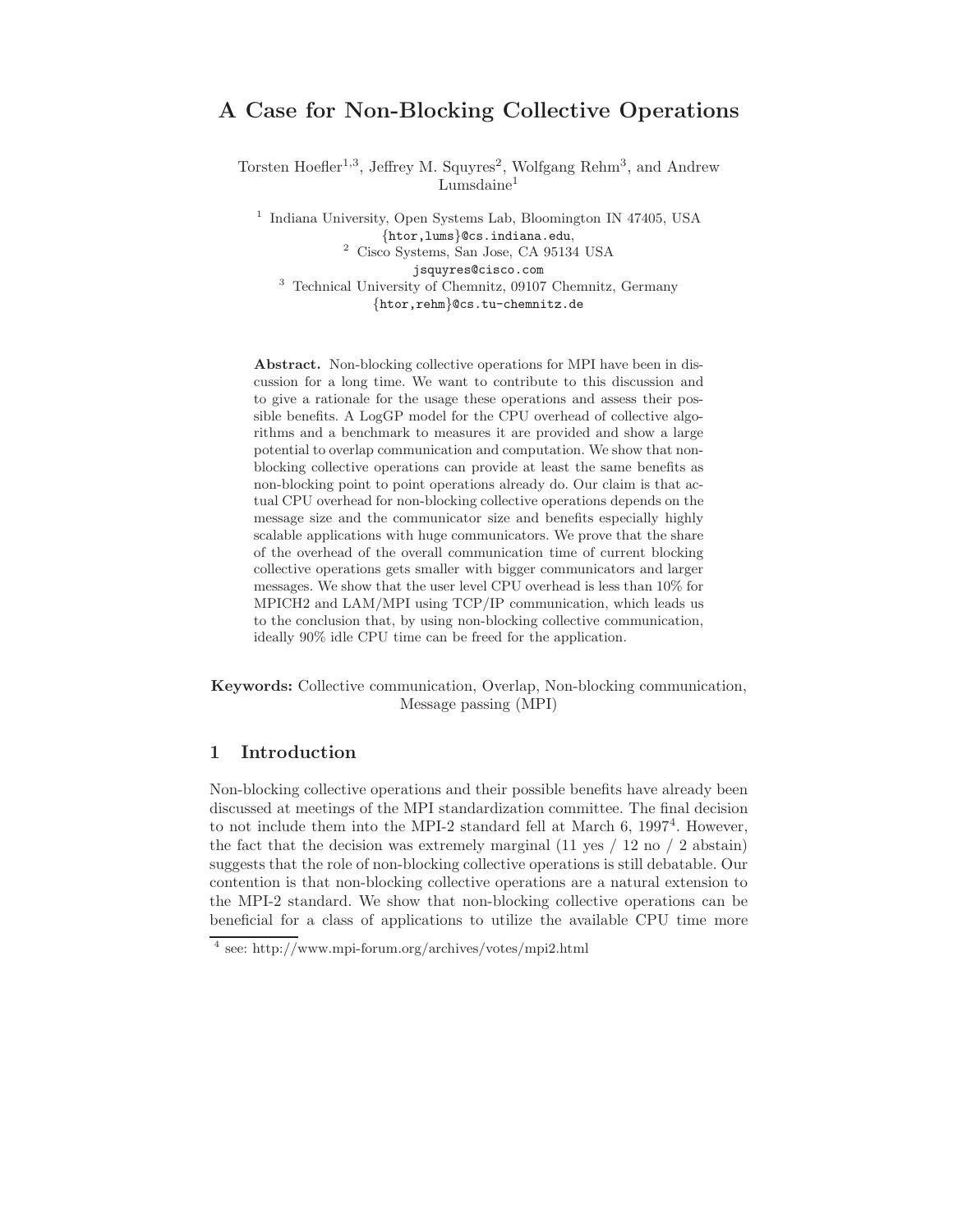# A Case for Non-Blocking Collective Operations

Torsten Hoefler[1,3], Jeffrey M. Squyres[2], Wolfgang Rehm[3], and Andrew Lumsdaine[1]

[1] Indiana University, Open Systems Lab, Bloomington IN 47405, USA
{htor,lums}@cs.indiana.edu,
[2] Cisco Systems, San Jose, CA 95134 USA
jsquyres@cisco.com
[3] Technical University of Chemnitz, 09107 Chemnitz, Germany
{htor,rehm}@cs.tu-chemnitz.de

**Abstract.** Non-blocking collective operations for MPI have been in discussion for a long time. We want to contribute to this discussion and to give a rationale for the usage these operations and assess their possible benefits. A LogGP model for the CPU overhead of collective algorithms and a benchmark to measures it are provided and show a large potential to overlap communication and computation. We show that non-blocking collective operations can provide at least the same benefits as non-blocking point to point operations already do. Our claim is that actual CPU overhead for non-blocking collective operations depends on the message size and the communicator size and benefits especially highly scalable applications with huge communicators. We prove that the share of the overhead of the overall communication time of current blocking collective operations gets smaller with bigger communicators and larger messages. We show that the user level CPU overhead is less than 10% for MPICH2 and LAM/MPI using TCP/IP communication, which leads us to the conclusion that, by using non-blocking collective communication, ideally 90% idle CPU time can be freed for the application.

**Keywords:** Collective communication, Overlap, Non-blocking communication, Message passing (MPI)

## 1 Introduction

Non-blocking collective operations and their possible benefits have already been discussed at meetings of the MPI standardization committee. The final decision to not include them into the MPI-2 standard fell at March 6, 1997[4]. However, the fact that the decision was extremely marginal (11 yes / 12 no / 2 abstain) suggests that the role of non-blocking collective operations is still debatable. Our contention is that non-blocking collective operations are a natural extension to the MPI-2 standard. We show that non-blocking collective operations can be beneficial for a class of applications to utilize the available CPU time more

[4] see: http://www.mpi-forum.org/archives/votes/mpi2.html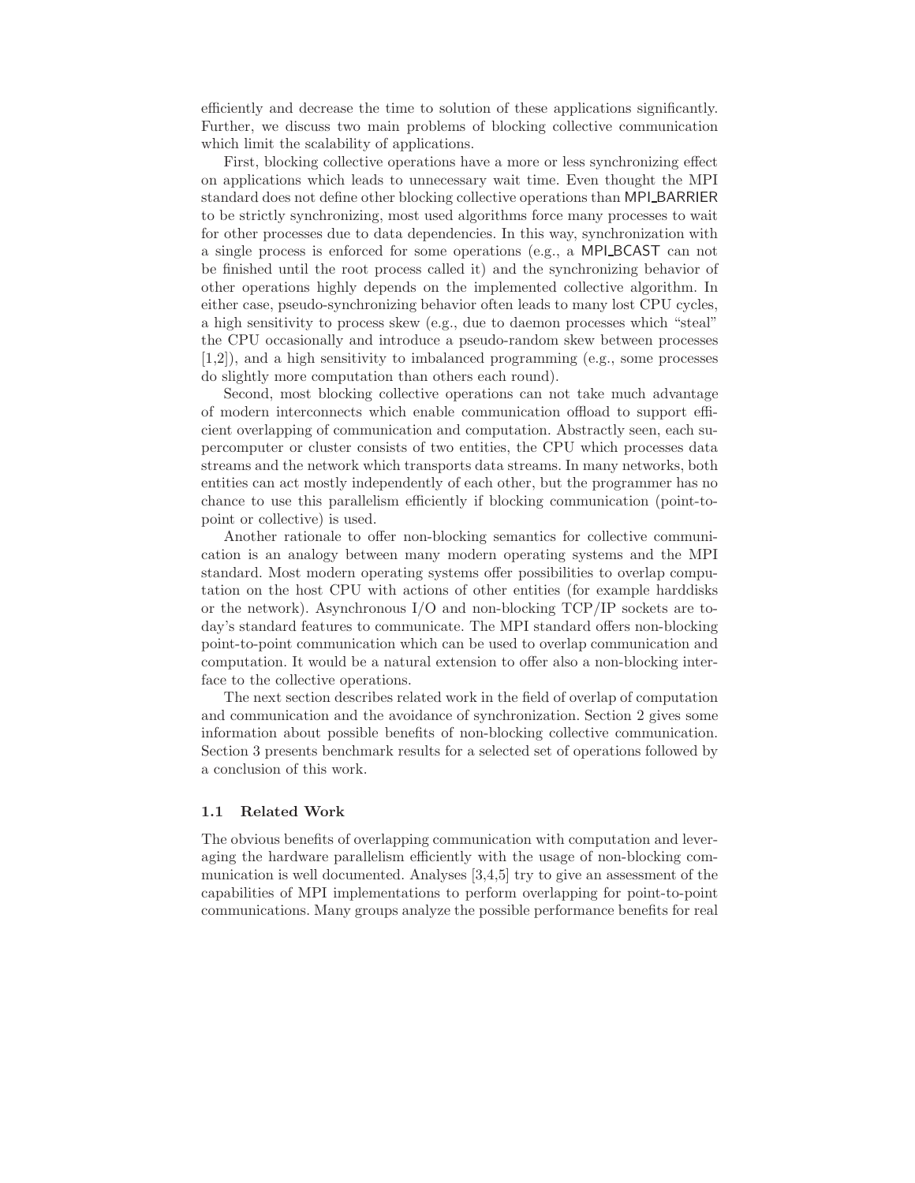efficiently and decrease the time to solution of these applications significantly. Further, we discuss two main problems of blocking collective communication which limit the scalability of applications.

First, blocking collective operations have a more or less synchronizing effect on applications which leads to unnecessary wait time. Even thought the MPI standard does not define other blocking collective operations than MPI_BARRIER to be strictly synchronizing, most used algorithms force many processes to wait for other processes due to data dependencies. In this way, synchronization with a single process is enforced for some operations (e.g., a MPI_BCAST can not be finished until the root process called it) and the synchronizing behavior of other operations highly depends on the implemented collective algorithm. In either case, pseudo-synchronizing behavior often leads to many lost CPU cycles, a high sensitivity to process skew (e.g., due to daemon processes which "steal" the CPU occasionally and introduce a pseudo-random skew between processes [1,2]), and a high sensitivity to imbalanced programming (e.g., some processes do slightly more computation than others each round).

Second, most blocking collective operations can not take much advantage of modern interconnects which enable communication offload to support efficient overlapping of communication and computation. Abstractly seen, each supercomputer or cluster consists of two entities, the CPU which processes data streams and the network which transports data streams. In many networks, both entities can act mostly independently of each other, but the programmer has no chance to use this parallelism efficiently if blocking communication (point-to-point or collective) is used.

Another rationale to offer non-blocking semantics for collective communication is an analogy between many modern operating systems and the MPI standard. Most modern operating systems offer possibilities to overlap computation on the host CPU with actions of other entities (for example harddisks or the network). Asynchronous I/O and non-blocking TCP/IP sockets are today's standard features to communicate. The MPI standard offers non-blocking point-to-point communication which can be used to overlap communication and computation. It would be a natural extension to offer also a non-blocking interface to the collective operations.

The next section describes related work in the field of overlap of computation and communication and the avoidance of synchronization. Section 2 gives some information about possible benefits of non-blocking collective communication. Section 3 presents benchmark results for a selected set of operations followed by a conclusion of this work.

### 1.1 Related Work

The obvious benefits of overlapping communication with computation and leveraging the hardware parallelism efficiently with the usage of non-blocking communication is well documented. Analyses [3,4,5] try to give an assessment of the capabilities of MPI implementations to perform overlapping for point-to-point communications. Many groups analyze the possible performance benefits for real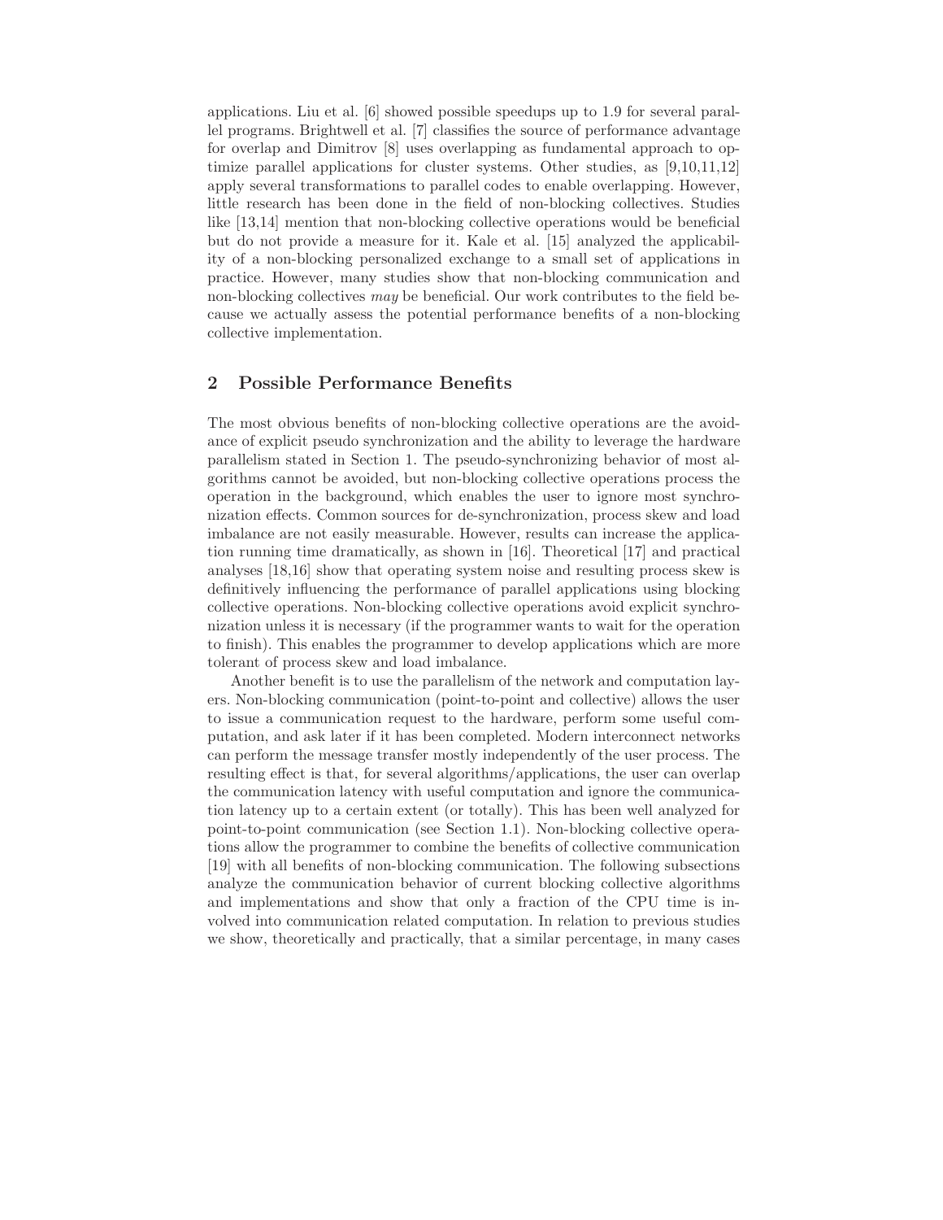applications. Liu et al. [6] showed possible speedups up to 1.9 for several parallel programs. Brightwell et al. [7] classifies the source of performance advantage for overlap and Dimitrov [8] uses overlapping as fundamental approach to optimize parallel applications for cluster systems. Other studies, as [9,10,11,12] apply several transformations to parallel codes to enable overlapping. However, little research has been done in the field of non-blocking collectives. Studies like [13,14] mention that non-blocking collective operations would be beneficial but do not provide a measure for it. Kale et al. [15] analyzed the applicability of a non-blocking personalized exchange to a small set of applications in practice. However, many studies show that non-blocking communication and non-blocking collectives *may* be beneficial. Our work contributes to the field because we actually assess the potential performance benefits of a non-blocking collective implementation.

## 2 Possible Performance Benefits

The most obvious benefits of non-blocking collective operations are the avoidance of explicit pseudo synchronization and the ability to leverage the hardware parallelism stated in Section 1. The pseudo-synchronizing behavior of most algorithms cannot be avoided, but non-blocking collective operations process the operation in the background, which enables the user to ignore most synchronization effects. Common sources for de-synchronization, process skew and load imbalance are not easily measurable. However, results can increase the application running time dramatically, as shown in [16]. Theoretical [17] and practical analyses [18,16] show that operating system noise and resulting process skew is definitively influencing the performance of parallel applications using blocking collective operations. Non-blocking collective operations avoid explicit synchronization unless it is necessary (if the programmer wants to wait for the operation to finish). This enables the programmer to develop applications which are more tolerant of process skew and load imbalance.

Another benefit is to use the parallelism of the network and computation layers. Non-blocking communication (point-to-point and collective) allows the user to issue a communication request to the hardware, perform some useful computation, and ask later if it has been completed. Modern interconnect networks can perform the message transfer mostly independently of the user process. The resulting effect is that, for several algorithms/applications, the user can overlap the communication latency with useful computation and ignore the communication latency up to a certain extent (or totally). This has been well analyzed for point-to-point communication (see Section 1.1). Non-blocking collective operations allow the programmer to combine the benefits of collective communication [19] with all benefits of non-blocking communication. The following subsections analyze the communication behavior of current blocking collective algorithms and implementations and show that only a fraction of the CPU time is involved into communication related computation. In relation to previous studies we show, theoretically and practically, that a similar percentage, in many cases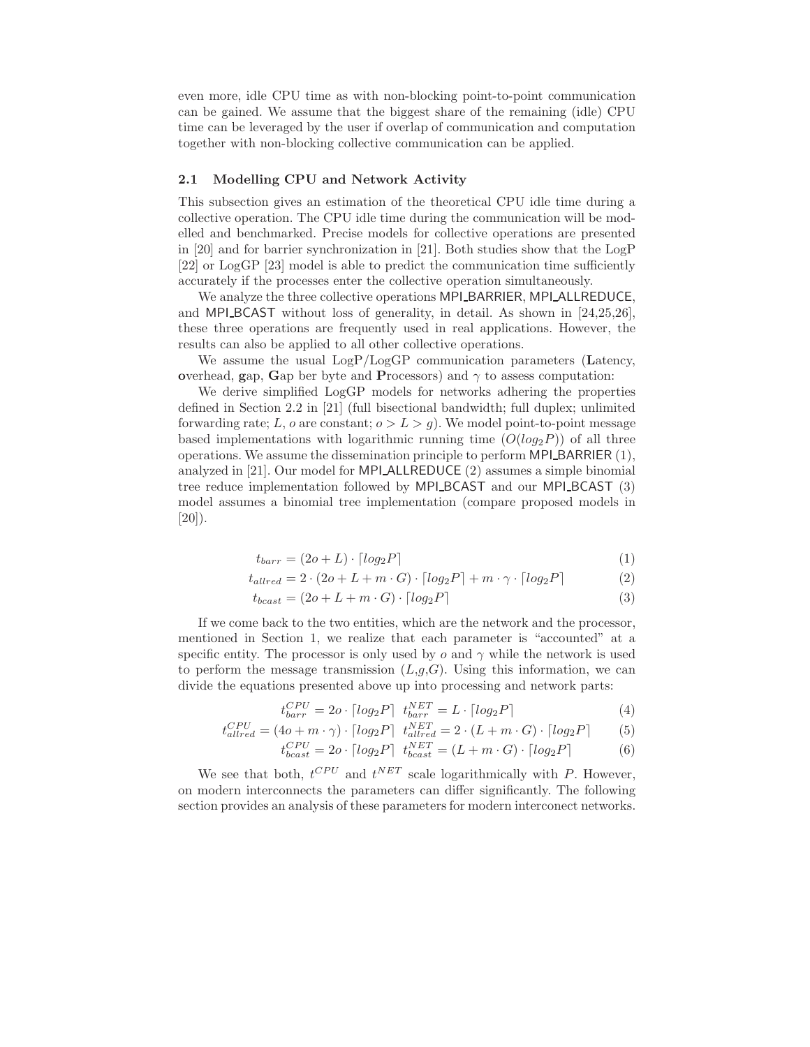even more, idle CPU time as with non-blocking point-to-point communication can be gained. We assume that the biggest share of the remaining (idle) CPU time can be leveraged by the user if overlap of communication and computation together with non-blocking collective communication can be applied.

### 2.1 Modelling CPU and Network Activity

This subsection gives an estimation of the theoretical CPU idle time during a collective operation. The CPU idle time during the communication will be modelled and benchmarked. Precise models for collective operations are presented in [20] and for barrier synchronization in [21]. Both studies show that the LogP [22] or LogGP [23] model is able to predict the communication time sufficiently accurately if the processes enter the collective operation simultaneously.

We analyze the three collective operations MPI_BARRIER, MPI_ALLREDUCE, and MPI_BCAST without loss of generality, in detail. As shown in [24,25,26], these three operations are frequently used in real applications. However, the results can also be applied to all other collective operations.

We assume the usual LogP/LogGP communication parameters (**L**atency, **o**verhead, **g**ap, **G**ap ber byte and **P**rocessors) and $\gamma$ to assess computation:

We derive simplified LogGP models for networks adhering the properties defined in Section 2.2 in [21] (full bisectional bandwidth; full duplex; unlimited forwarding rate; $L$, $o$ are constant; $o > L > g$). We model point-to-point message based implementations with logarithmic running time ($O(log_2 P)$) of all three operations. We assume the dissemination principle to perform MPI_BARRIER (1), analyzed in [21]. Our model for MPI_ALLREDUCE (2) assumes a simple binomial tree reduce implementation followed by MPI_BCAST and our MPI_BCAST (3) model assumes a binomial tree implementation (compare proposed models in [20]).

$$t_{barr} = (2o + L) \cdot \lceil log_2 P \rceil \tag{1}$$

$$t_{allred} = 2 \cdot (2o + L + m \cdot G) \cdot \lceil log_2 P \rceil + m \cdot \gamma \cdot \lceil log_2 P \rceil \tag{2}$$

$$t_{bcast} = (2o + L + m \cdot G) \cdot \lceil log_2 P \rceil \tag{3}$$

If we come back to the two entities, which are the network and the processor, mentioned in Section 1, we realize that each parameter is "accounted" at a specific entity. The processor is only used by $o$ and $\gamma$ while the network is used to perform the message transmission ($L$,$g$,$G$). Using this information, we can divide the equations presented above up into processing and network parts:

$$t_{barr}^{CPU} = 2o \cdot \lceil log_2 P \rceil \quad t_{barr}^{NET} = L \cdot \lceil log_2 P \rceil \tag{4}$$

$$t_{allred}^{CPU} = (4o + m \cdot \gamma) \cdot \lceil log_2 P \rceil \quad t_{allred}^{NET} = 2 \cdot (L + m \cdot G) \cdot \lceil log_2 P \rceil \tag{5}$$

$$t_{bcast}^{CPU} = 2o \cdot \lceil log_2 P \rceil \quad t_{bcast}^{NET} = (L + m \cdot G) \cdot \lceil log_2 P \rceil \tag{6}$$

We see that both, $t^{CPU}$ and $t^{NET}$ scale logarithmically with $P$. However, on modern interconnects the parameters can differ significantly. The following section provides an analysis of these parameters for modern interconect networks.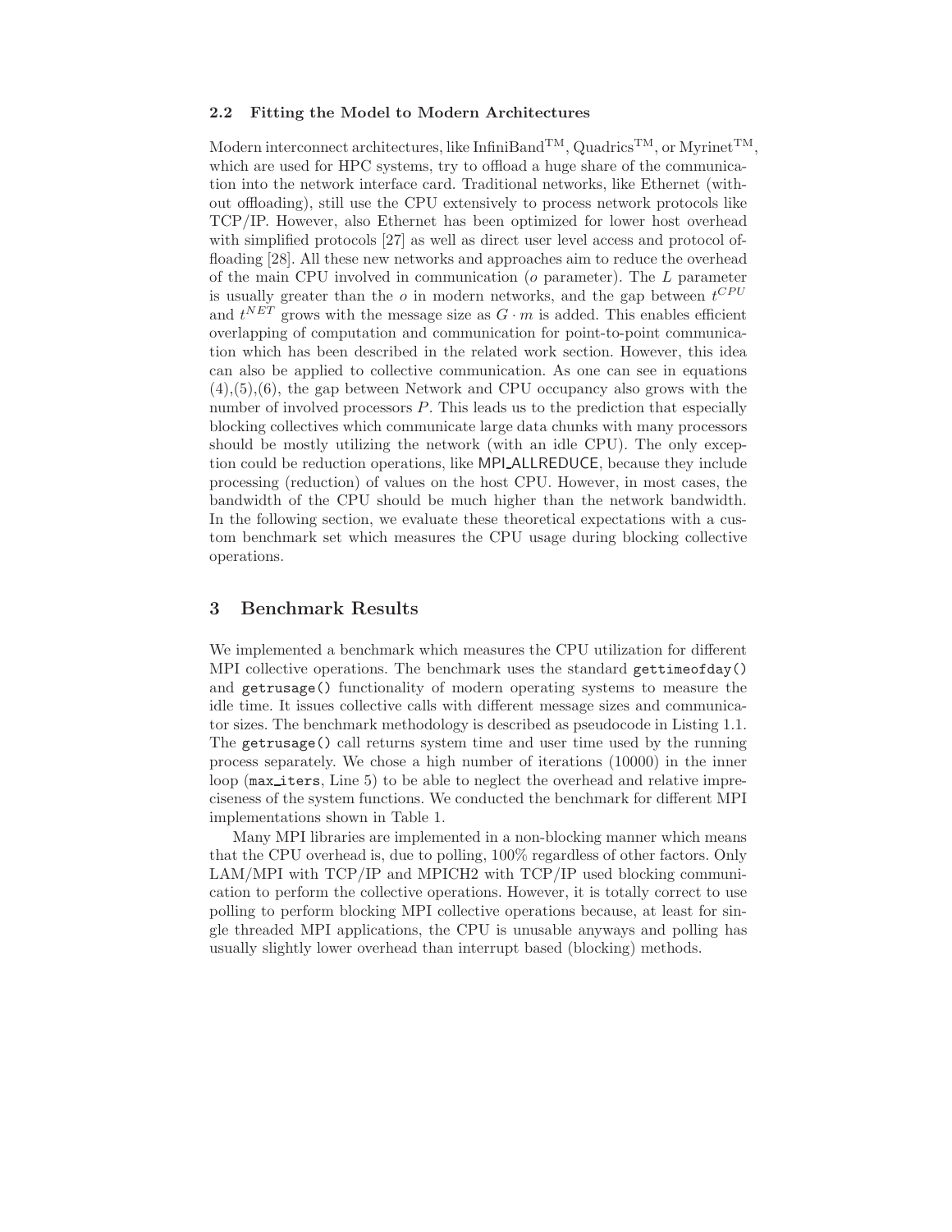### 2.2 Fitting the Model to Modern Architectures

Modern interconnect architectures, like InfiniBand™, Quadrics™, or Myrinet™, which are used for HPC systems, try to offload a huge share of the communication into the network interface card. Traditional networks, like Ethernet (without offloading), still use the CPU extensively to process network protocols like TCP/IP. However, also Ethernet has been optimized for lower host overhead with simplified protocols [27] as well as direct user level access and protocol offloading [28]. All these new networks and approaches aim to reduce the overhead of the main CPU involved in communication ($o$ parameter). The $L$ parameter is usually greater than the $o$ in modern networks, and the gap between $t^{CPU}$ and $t^{NET}$ grows with the message size as $G \cdot m$ is added. This enables efficient overlapping of computation and communication for point-to-point communication which has been described in the related work section. However, this idea can also be applied to collective communication. As one can see in equations (4),(5),(6), the gap between Network and CPU occupancy also grows with the number of involved processors $P$. This leads us to the prediction that especially blocking collectives which communicate large data chunks with many processors should be mostly utilizing the network (with an idle CPU). The only exception could be reduction operations, like MPI_ALLREDUCE, because they include processing (reduction) of values on the host CPU. However, in most cases, the bandwidth of the CPU should be much higher than the network bandwidth. In the following section, we evaluate these theoretical expectations with a custom benchmark set which measures the CPU usage during blocking collective operations.

## 3 Benchmark Results

We implemented a benchmark which measures the CPU utilization for different MPI collective operations. The benchmark uses the standard `gettimeofday()` and `getrusage()` functionality of modern operating systems to measure the idle time. It issues collective calls with different message sizes and communicator sizes. The benchmark methodology is described as pseudocode in Listing 1.1. The `getrusage()` call returns system time and user time used by the running process separately. We chose a high number of iterations (10000) in the inner loop (`max_iters`, Line 5) to be able to neglect the overhead and relative impreciseness of the system functions. We conducted the benchmark for different MPI implementations shown in Table 1.

Many MPI libraries are implemented in a non-blocking manner which means that the CPU overhead is, due to polling, 100% regardless of other factors. Only LAM/MPI with TCP/IP and MPICH2 with TCP/IP used blocking communication to perform the collective operations. However, it is totally correct to use polling to perform blocking MPI collective operations because, at least for single threaded MPI applications, the CPU is unusable anyways and polling has usually slightly lower overhead than interrupt based (blocking) methods.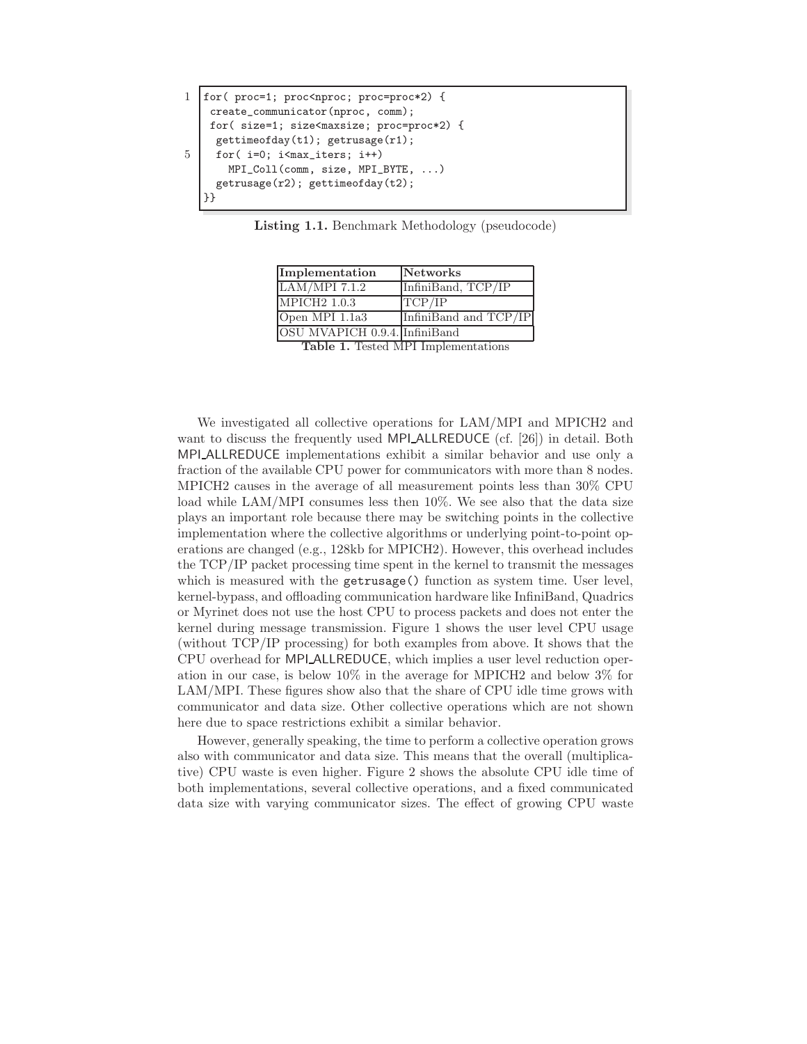```
for( proc=1; proc<nproc; proc=proc*2) {
 create_communicator(nproc, comm);
 for( size=1; size<maxsize; proc=proc*2) {
  gettimeofday(t1); getrusage(r1);
  for( i=0; i<max_iters; i++)
    MPI_Coll(comm, size, MPI_BYTE, ...)
  getrusage(r2); gettimeofday(t2);
}}
```

**Listing 1.1.** Benchmark Methodology (pseudocode)

| Implementation | Networks |
|---|---|
| LAM/MPI 7.1.2 | InfiniBand, TCP/IP |
| MPICH2 1.0.3 | TCP/IP |
| Open MPI 1.1a3 | InfiniBand and TCP/IP |
| OSU MVAPICH 0.9.4. | InfiniBand |

**Table 1.** Tested MPI Implementations

We investigated all collective operations for LAM/MPI and MPICH2 and want to discuss the frequently used MPI_ALLREDUCE (cf. [26]) in detail. Both MPI_ALLREDUCE implementations exhibit a similar behavior and use only a fraction of the available CPU power for communicators with more than 8 nodes. MPICH2 causes in the average of all measurement points less than 30% CPU load while LAM/MPI consumes less then 10%. We see also that the data size plays an important role because there may be switching points in the collective implementation where the collective algorithms or underlying point-to-point operations are changed (e.g., 128kb for MPICH2). However, this overhead includes the TCP/IP packet processing time spent in the kernel to transmit the messages which is measured with the `getrusage()` function as system time. User level, kernel-bypass, and offloading communication hardware like InfiniBand, Quadrics or Myrinet does not use the host CPU to process packets and does not enter the kernel during message transmission. Figure 1 shows the user level CPU usage (without TCP/IP processing) for both examples from above. It shows that the CPU overhead for MPI_ALLREDUCE, which implies a user level reduction operation in our case, is below 10% in the average for MPICH2 and below 3% for LAM/MPI. These figures show also that the share of CPU idle time grows with communicator and data size. Other collective operations which are not shown here due to space restrictions exhibit a similar behavior.

However, generally speaking, the time to perform a collective operation grows also with communicator and data size. This means that the overall (multiplicative) CPU waste is even higher. Figure 2 shows the absolute CPU idle time of both implementations, several collective operations, and a fixed communicated data size with varying communicator sizes. The effect of growing CPU waste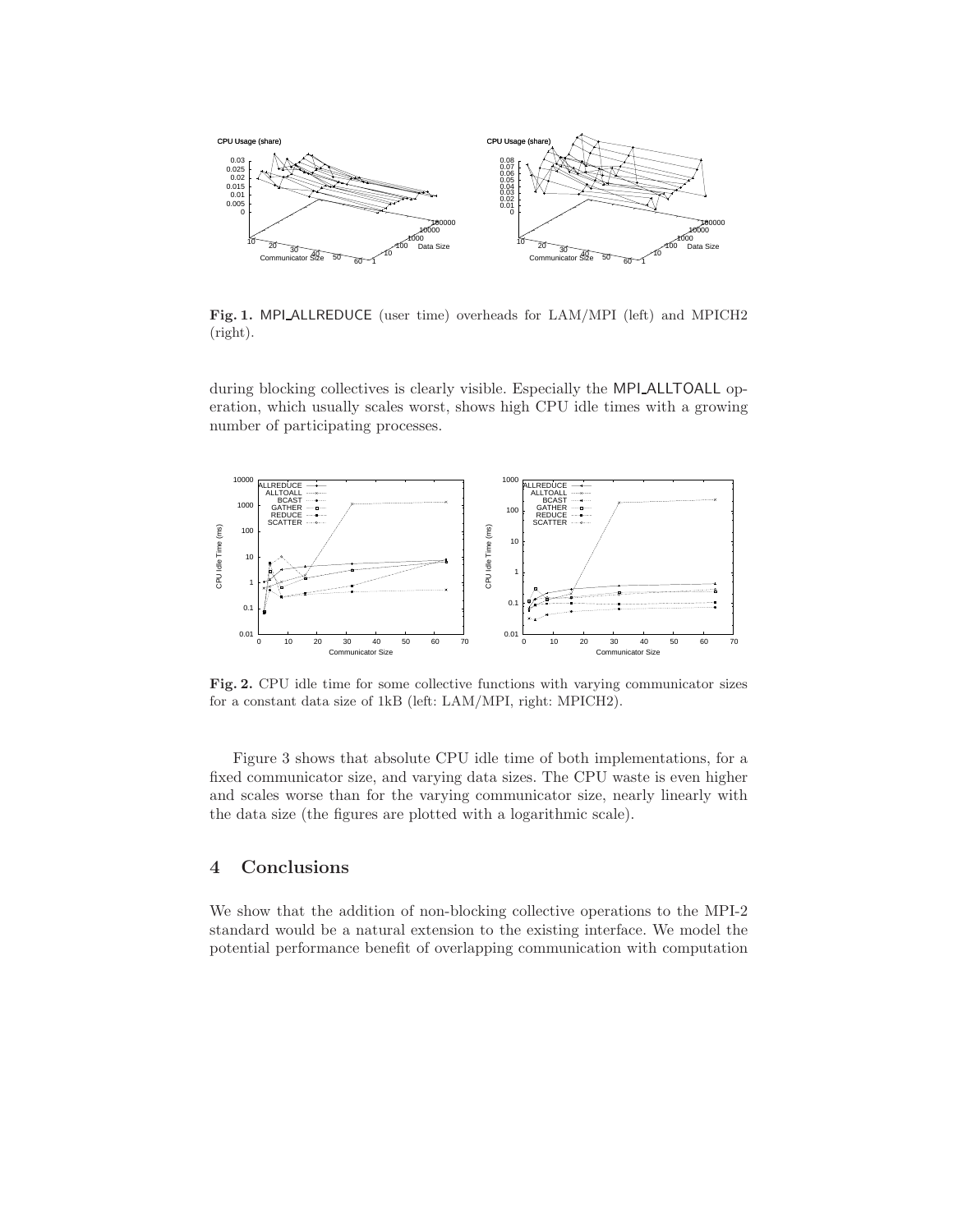**Fig. 1.** MPI_ALLREDUCE (user time) overheads for LAM/MPI (left) and MPICH2 (right).

during blocking collectives is clearly visible. Especially the MPI_ALLTOALL operation, which usually scales worst, shows high CPU idle times with a growing number of participating processes.

**Fig. 2.** CPU idle time for some collective functions with varying communicator sizes for a constant data size of 1kB (left: LAM/MPI, right: MPICH2).

Figure 3 shows that absolute CPU idle time of both implementations, for a fixed communicator size, and varying data sizes. The CPU waste is even higher and scales worse than for the varying communicator size, nearly linearly with the data size (the figures are plotted with a logarithmic scale).

## 4 Conclusions

We show that the addition of non-blocking collective operations to the MPI-2 standard would be a natural extension to the existing interface. We model the potential performance benefit of overlapping communication with computation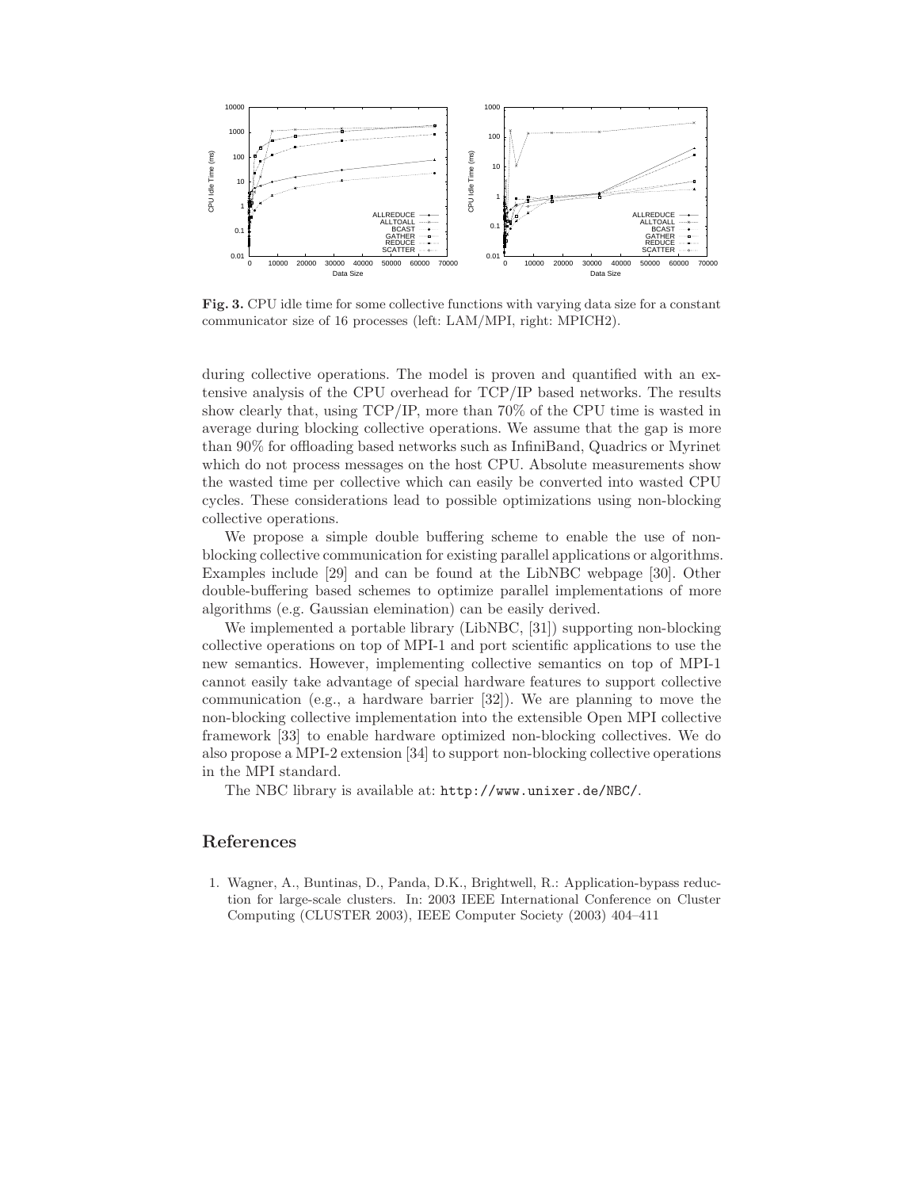**Fig. 3.** CPU idle time for some collective functions with varying data size for a constant communicator size of 16 processes (left: LAM/MPI, right: MPICH2).

during collective operations. The model is proven and quantified with an extensive analysis of the CPU overhead for TCP/IP based networks. The results show clearly that, using TCP/IP, more than 70% of the CPU time is wasted in average during blocking collective operations. We assume that the gap is more than 90% for offloading based networks such as InfiniBand, Quadrics or Myrinet which do not process messages on the host CPU. Absolute measurements show the wasted time per collective which can easily be converted into wasted CPU cycles. These considerations lead to possible optimizations using non-blocking collective operations.

We propose a simple double buffering scheme to enable the use of non-blocking collective communication for existing parallel applications or algorithms. Examples include [29] and can be found at the LibNBC webpage [30]. Other double-buffering based schemes to optimize parallel implementations of more algorithms (e.g. Gaussian elemination) can be easily derived.

We implemented a portable library (LibNBC, [31]) supporting non-blocking collective operations on top of MPI-1 and port scientific applications to use the new semantics. However, implementing collective semantics on top of MPI-1 cannot easily take advantage of special hardware features to support collective communication (e.g., a hardware barrier [32]). We are planning to move the non-blocking collective implementation into the extensible Open MPI collective framework [33] to enable hardware optimized non-blocking collectives. We do also propose a MPI-2 extension [34] to support non-blocking collective operations in the MPI standard.

The NBC library is available at: `http://www.unixer.de/NBC/`.

## References

1. Wagner, A., Buntinas, D., Panda, D.K., Brightwell, R.: Application-bypass reduction for large-scale clusters. In: 2003 IEEE International Conference on Cluster Computing (CLUSTER 2003), IEEE Computer Society (2003) 404–411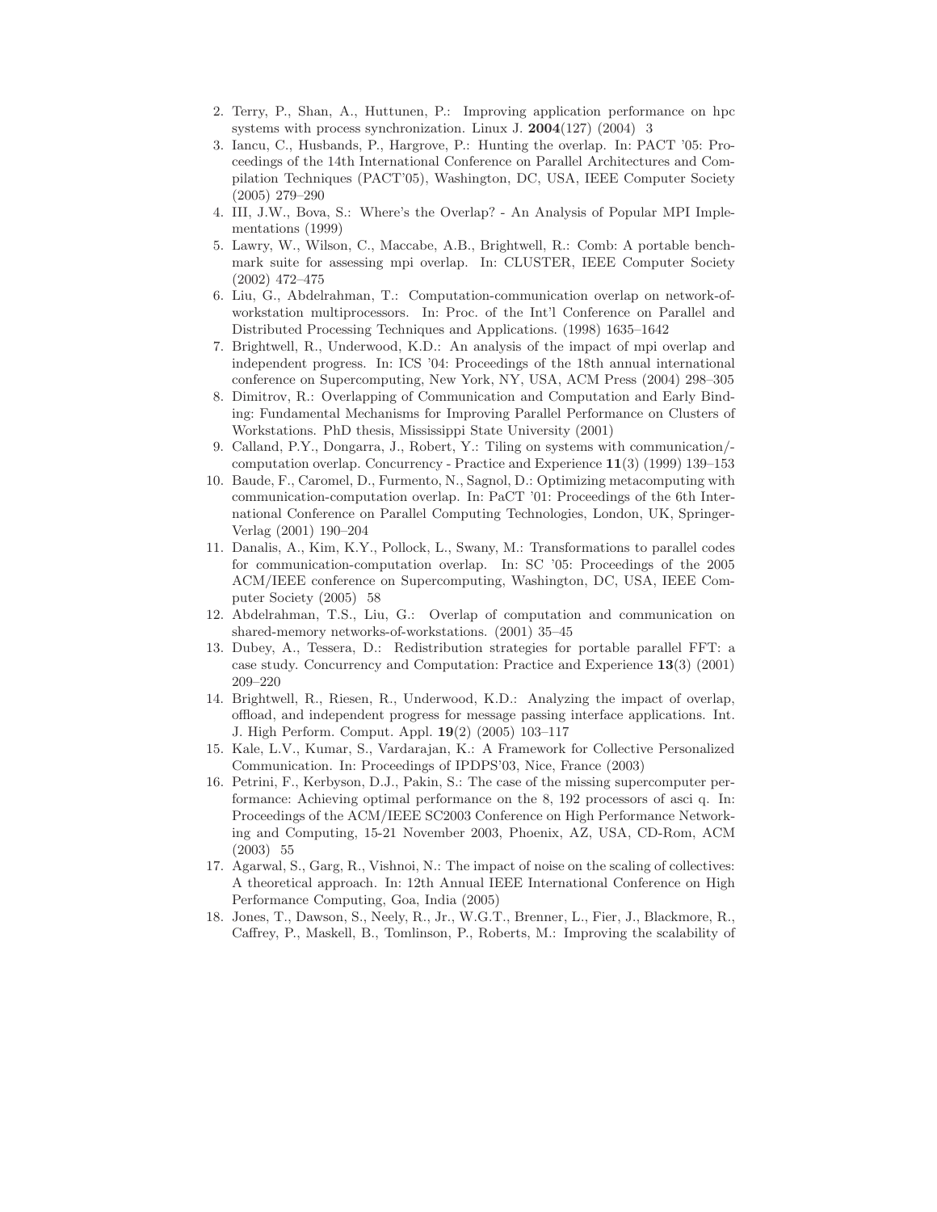2. Terry, P., Shan, A., Huttunen, P.: Improving application performance on hpc systems with process synchronization. Linux J. **2004**(127) (2004) 3
3. Iancu, C., Husbands, P., Hargrove, P.: Hunting the overlap. In: PACT '05: Proceedings of the 14th International Conference on Parallel Architectures and Compilation Techniques (PACT'05), Washington, DC, USA, IEEE Computer Society (2005) 279–290
4. III, J.W., Bova, S.: Where's the Overlap? - An Analysis of Popular MPI Implementations (1999)
5. Lawry, W., Wilson, C., Maccabe, A.B., Brightwell, R.: Comb: A portable benchmark suite for assessing mpi overlap. In: CLUSTER, IEEE Computer Society (2002) 472–475
6. Liu, G., Abdelrahman, T.: Computation-communication overlap on network-of-workstation multiprocessors. In: Proc. of the Int'l Conference on Parallel and Distributed Processing Techniques and Applications. (1998) 1635–1642
7. Brightwell, R., Underwood, K.D.: An analysis of the impact of mpi overlap and independent progress. In: ICS '04: Proceedings of the 18th annual international conference on Supercomputing, New York, NY, USA, ACM Press (2004) 298–305
8. Dimitrov, R.: Overlapping of Communication and Computation and Early Binding: Fundamental Mechanisms for Improving Parallel Performance on Clusters of Workstations. PhD thesis, Mississippi State University (2001)
9. Calland, P.Y., Dongarra, J., Robert, Y.: Tiling on systems with communication/-computation overlap. Concurrency - Practice and Experience **11**(3) (1999) 139–153
10. Baude, F., Caromel, D., Furmento, N., Sagnol, D.: Optimizing metacomputing with communication-computation overlap. In: PaCT '01: Proceedings of the 6th International Conference on Parallel Computing Technologies, London, UK, Springer-Verlag (2001) 190–204
11. Danalis, A., Kim, K.Y., Pollock, L., Swany, M.: Transformations to parallel codes for communication-computation overlap. In: SC '05: Proceedings of the 2005 ACM/IEEE conference on Supercomputing, Washington, DC, USA, IEEE Computer Society (2005) 58
12. Abdelrahman, T.S., Liu, G.: Overlap of computation and communication on shared-memory networks-of-workstations. (2001) 35–45
13. Dubey, A., Tessera, D.: Redistribution strategies for portable parallel FFT: a case study. Concurrency and Computation: Practice and Experience **13**(3) (2001) 209–220
14. Brightwell, R., Riesen, R., Underwood, K.D.: Analyzing the impact of overlap, offload, and independent progress for message passing interface applications. Int. J. High Perform. Comput. Appl. **19**(2) (2005) 103–117
15. Kale, L.V., Kumar, S., Vardarajan, K.: A Framework for Collective Personalized Communication. In: Proceedings of IPDPS'03, Nice, France (2003)
16. Petrini, F., Kerbyson, D.J., Pakin, S.: The case of the missing supercomputer performance: Achieving optimal performance on the 8, 192 processors of asci q. In: Proceedings of the ACM/IEEE SC2003 Conference on High Performance Networking and Computing, 15-21 November 2003, Phoenix, AZ, USA, CD-Rom, ACM (2003) 55
17. Agarwal, S., Garg, R., Vishnoi, N.: The impact of noise on the scaling of collectives: A theoretical approach. In: 12th Annual IEEE International Conference on High Performance Computing, Goa, India (2005)
18. Jones, T., Dawson, S., Neely, R., Jr., W.G.T., Brenner, L., Fier, J., Blackmore, R., Caffrey, P., Maskell, B., Tomlinson, P., Roberts, M.: Improving the scalability of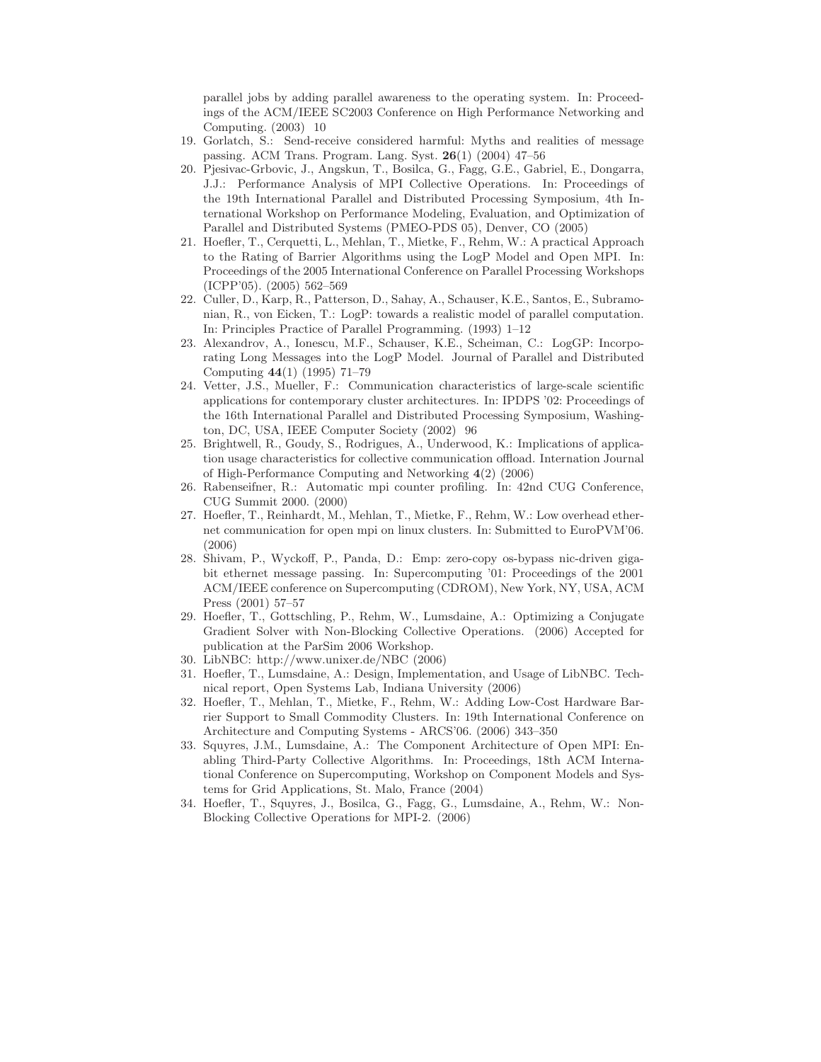parallel jobs by adding parallel awareness to the operating system. In: Proceedings of the ACM/IEEE SC2003 Conference on High Performance Networking and Computing. (2003) 10

19. Gorlatch, S.: Send-receive considered harmful: Myths and realities of message passing. ACM Trans. Program. Lang. Syst. **26**(1) (2004) 47–56
20. Pjesivac-Grbovic, J., Angskun, T., Bosilca, G., Fagg, G.E., Gabriel, E., Dongarra, J.J.: Performance Analysis of MPI Collective Operations. In: Proceedings of the 19th International Parallel and Distributed Processing Symposium, 4th International Workshop on Performance Modeling, Evaluation, and Optimization of Parallel and Distributed Systems (PMEO-PDS 05), Denver, CO (2005)
21. Hoefler, T., Cerquetti, L., Mehlan, T., Mietke, F., Rehm, W.: A practical Approach to the Rating of Barrier Algorithms using the LogP Model and Open MPI. In: Proceedings of the 2005 International Conference on Parallel Processing Workshops (ICPP'05). (2005) 562–569
22. Culler, D., Karp, R., Patterson, D., Sahay, A., Schauser, K.E., Santos, E., Subramonian, R., von Eicken, T.: LogP: towards a realistic model of parallel computation. In: Principles Practice of Parallel Programming. (1993) 1–12
23. Alexandrov, A., Ionescu, M.F., Schauser, K.E., Scheiman, C.: LogGP: Incorporating Long Messages into the LogP Model. Journal of Parallel and Distributed Computing **44**(1) (1995) 71–79
24. Vetter, J.S., Mueller, F.: Communication characteristics of large-scale scientific applications for contemporary cluster architectures. In: IPDPS '02: Proceedings of the 16th International Parallel and Distributed Processing Symposium, Washington, DC, USA, IEEE Computer Society (2002) 96
25. Brightwell, R., Goudy, S., Rodrigues, A., Underwood, K.: Implications of application usage characteristics for collective communication offload. Internation Journal of High-Performance Computing and Networking **4**(2) (2006)
26. Rabenseifner, R.: Automatic mpi counter profiling. In: 42nd CUG Conference, CUG Summit 2000. (2000)
27. Hoefler, T., Reinhardt, M., Mehlan, T., Mietke, F., Rehm, W.: Low overhead ethernet communication for open mpi on linux clusters. In: Submitted to EuroPVM'06. (2006)
28. Shivam, P., Wyckoff, P., Panda, D.: Emp: zero-copy os-bypass nic-driven gigabit ethernet message passing. In: Supercomputing '01: Proceedings of the 2001 ACM/IEEE conference on Supercomputing (CDROM), New York, NY, USA, ACM Press (2001) 57–57
29. Hoefler, T., Gottschling, P., Rehm, W., Lumsdaine, A.: Optimizing a Conjugate Gradient Solver with Non-Blocking Collective Operations. (2006) Accepted for publication at the ParSim 2006 Workshop.
30. LibNBC: http://www.unixer.de/NBC (2006)
31. Hoefler, T., Lumsdaine, A.: Design, Implementation, and Usage of LibNBC. Technical report, Open Systems Lab, Indiana University (2006)
32. Hoefler, T., Mehlan, T., Mietke, F., Rehm, W.: Adding Low-Cost Hardware Barrier Support to Small Commodity Clusters. In: 19th International Conference on Architecture and Computing Systems - ARCS'06. (2006) 343–350
33. Squyres, J.M., Lumsdaine, A.: The Component Architecture of Open MPI: Enabling Third-Party Collective Algorithms. In: Proceedings, 18th ACM International Conference on Supercomputing, Workshop on Component Models and Systems for Grid Applications, St. Malo, France (2004)
34. Hoefler, T., Squyres, J., Bosilca, G., Fagg, G., Lumsdaine, A., Rehm, W.: Non-Blocking Collective Operations for MPI-2. (2006)